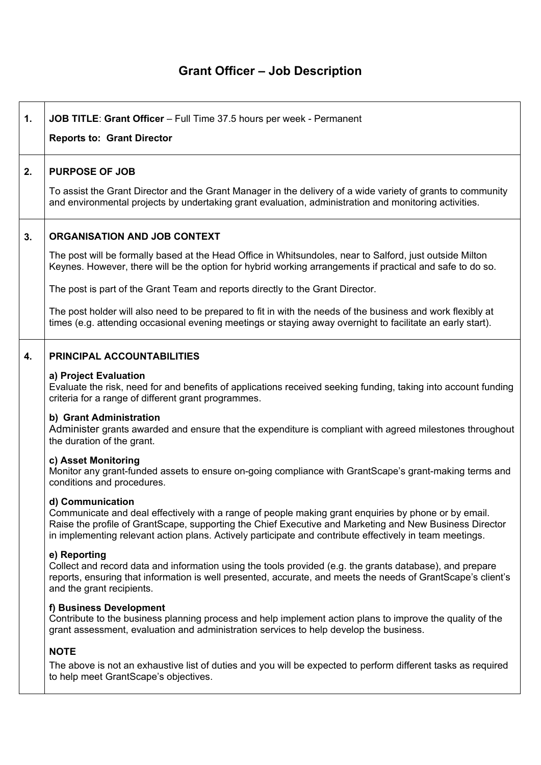# Grant Officer – Job Description

## 1. JOB TITLE: Grant Officer – Full Time 37.5 hours per week - Permanent

**Reports to: Grant Director**

## 2. PURPOSE OF JOB

To assist the Grant Director and the Grant Manager in the delivery of a wide variety of grants to community and environmental projects by undertaking grant evaluation, administration and monitoring activities.

## 3. ORGANISATION AND JOB CONTEXT

The post will be formally based at the Head Office in Whitsundoles, near to Salford, just outside Milton Keynes. However, there will be the option for hybrid working arrangements if practical and safe to do so.

The post is part of the Grant Team and reports directly to the Grant Director.

The post holder will also need to be prepared to fit in with the needs of the business and work flexibly at times (e.g. attending occasional evening meetings or staying away overnight to facilitate an early start).

## 4. PRINCIPAL ACCOUNTABILITIES

**a) Project Evaluation**
Evaluate the risk, need for and benefits of applications received seeking funding, taking into account funding criteria for a range of different grant programmes.

**b) Grant Administration**
Administer grants awarded and ensure that the expenditure is compliant with agreed milestones throughout the duration of the grant.

**c) Asset Monitoring**
Monitor any grant-funded assets to ensure on-going compliance with GrantScape's grant-making terms and conditions and procedures.

**d) Communication**
Communicate and deal effectively with a range of people making grant enquiries by phone or by email. Raise the profile of GrantScape, supporting the Chief Executive and Marketing and New Business Director in implementing relevant action plans. Actively participate and contribute effectively in team meetings.

**e) Reporting**
Collect and record data and information using the tools provided (e.g. the grants database), and prepare reports, ensuring that information is well presented, accurate, and meets the needs of GrantScape's client's and the grant recipients.

**f) Business Development**
Contribute to the business planning process and help implement action plans to improve the quality of the grant assessment, evaluation and administration services to help develop the business.

**NOTE**

The above is not an exhaustive list of duties and you will be expected to perform different tasks as required to help meet GrantScape's objectives.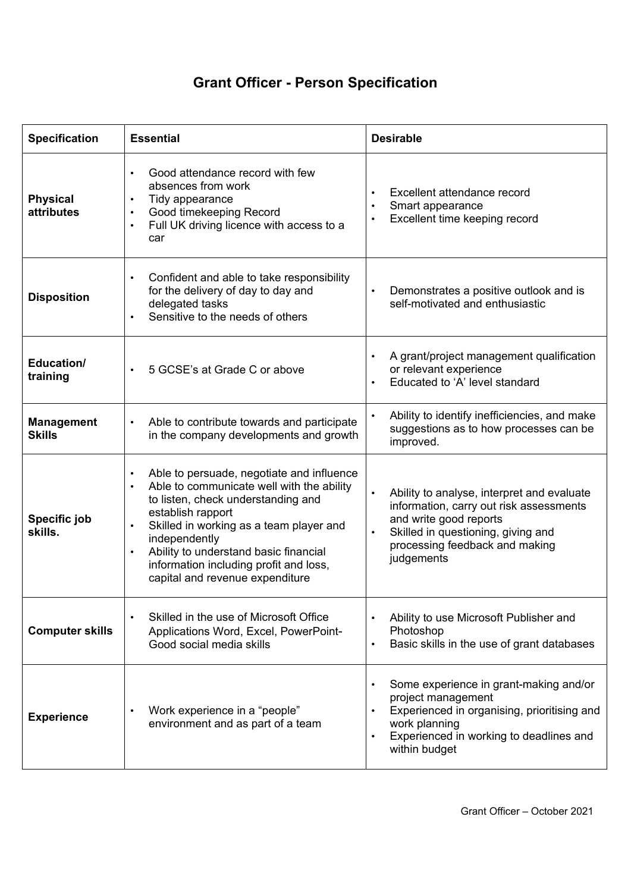# Grant Officer - Person Specification

| Specification | Essential | Desirable |
|---|---|---|
| **Physical attributes** | • Good attendance record with few absences from work<br>• Tidy appearance<br>• Good timekeeping Record<br>• Full UK driving licence with access to a car | • Excellent attendance record<br>• Smart appearance<br>• Excellent time keeping record |
| **Disposition** | • Confident and able to take responsibility for the delivery of day to day and delegated tasks<br>• Sensitive to the needs of others | • Demonstrates a positive outlook and is self-motivated and enthusiastic |
| **Education/ training** | • 5 GCSE's at Grade C or above | • A grant/project management qualification or relevant experience<br>• Educated to 'A' level standard |
| **Management Skills** | • Able to contribute towards and participate in the company developments and growth | • Ability to identify inefficiencies, and make suggestions as to how processes can be improved. |
| **Specific job skills.** | • Able to persuade, negotiate and influence<br>• Able to communicate well with the ability to listen, check understanding and establish rapport<br>• Skilled in working as a team player and independently<br>• Ability to understand basic financial information including profit and loss, capital and revenue expenditure | • Ability to analyse, interpret and evaluate information, carry out risk assessments and write good reports<br>• Skilled in questioning, giving and processing feedback and making judgements |
| **Computer skills** | • Skilled in the use of Microsoft Office Applications Word, Excel, PowerPoint- Good social media skills | • Ability to use Microsoft Publisher and Photoshop<br>• Basic skills in the use of grant databases |
| **Experience** | • Work experience in a "people" environment and as part of a team | • Some experience in grant-making and/or project management<br>• Experienced in organising, prioritising and work planning<br>• Experienced in working to deadlines and within budget |

Grant Officer – October 2021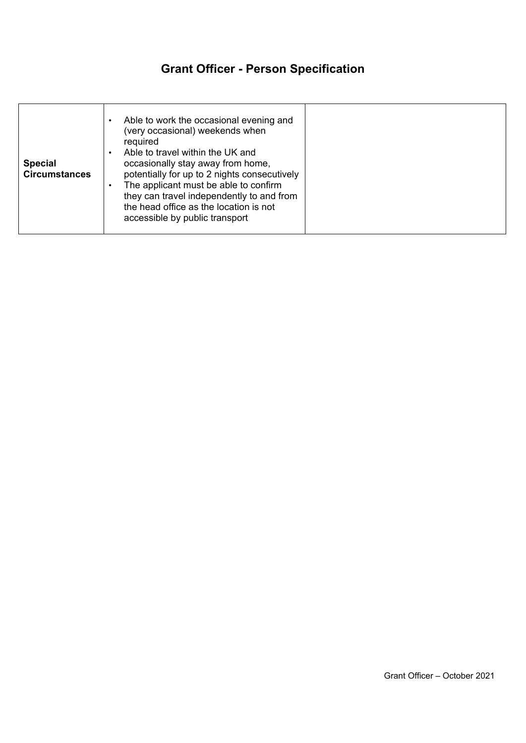# Grant Officer - Person Specification

| | | |
|---|---|---|
| **Special Circumstances** | • Able to work the occasional evening and (very occasional) weekends when required<br>• Able to travel within the UK and occasionally stay away from home, potentially for up to 2 nights consecutively<br>• The applicant must be able to confirm they can travel independently to and from the head office as the location is not accessible by public transport | |